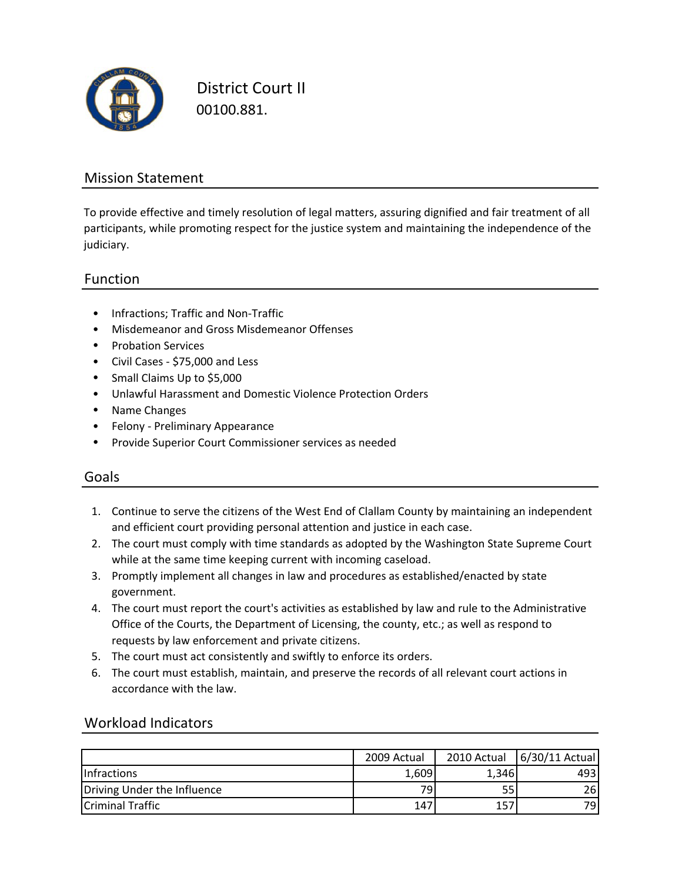# District Court II

00100.881.

## Mission Statement

To provide effective and timely resolution of legal matters, assuring dignified and fair treatment of all participants, while promoting respect for the justice system and maintaining the independence of the judiciary.

## Function

- Infractions; Traffic and Non-Traffic
- Misdemeanor and Gross Misdemeanor Offenses
- Probation Services
- Civil Cases - $75,000 and Less
- Small Claims Up to $5,000
- Unlawful Harassment and Domestic Violence Protection Orders
- Name Changes
- Felony - Preliminary Appearance
- Provide Superior Court Commissioner services as needed

## Goals

1. Continue to serve the citizens of the West End of Clallam County by maintaining an independent and efficient court providing personal attention and justice in each case.
2. The court must comply with time standards as adopted by the Washington State Supreme Court while at the same time keeping current with incoming caseload.
3. Promptly implement all changes in law and procedures as established/enacted by state government.
4. The court must report the court's activities as established by law and rule to the Administrative Office of the Courts, the Department of Licensing, the county, etc.; as well as respond to requests by law enforcement and private citizens.
5. The court must act consistently and swiftly to enforce its orders.
6. The court must establish, maintain, and preserve the records of all relevant court actions in accordance with the law.

## Workload Indicators

| | 2009 Actual | 2010 Actual | 6/30/11 Actual |
|---|---|---|---|
| Infractions | 1,609 | 1,346 | 493 |
| Driving Under the Influence | 79 | 55 | 26 |
| Criminal Traffic | 147 | 157 | 79 |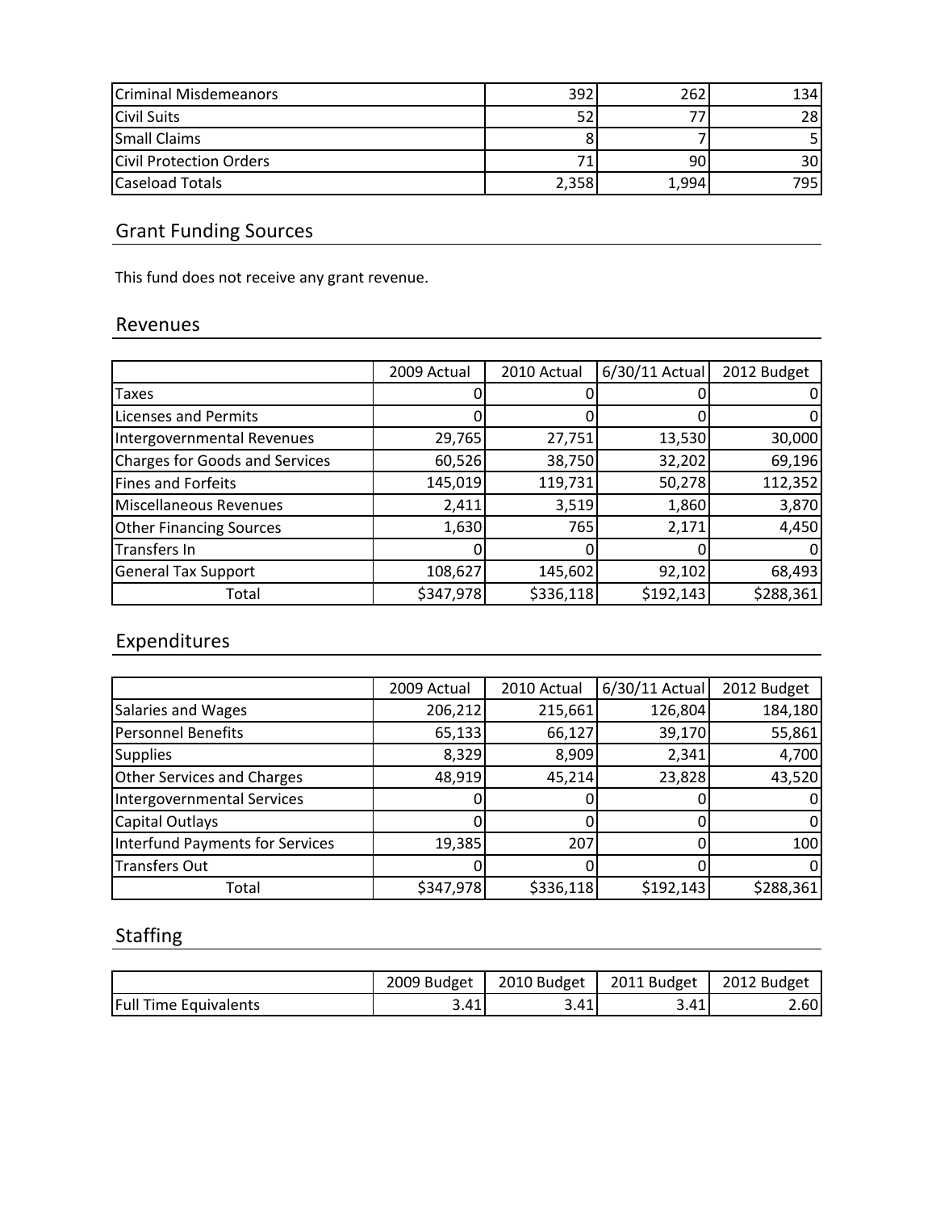| | | | |
|---|---|---|---|
| Criminal Misdemeanors | 392 | 262 | 134 |
| Civil Suits | 52 | 77 | 28 |
| Small Claims | 8 | 7 | 5 |
| Civil Protection Orders | 71 | 90 | 30 |
| Caseload Totals | 2,358 | 1,994 | 795 |

## Grant Funding Sources

This fund does not receive any grant revenue.

## Revenues

| | 2009 Actual | 2010 Actual | 6/30/11 Actual | 2012 Budget |
|---|---|---|---|---|
| Taxes | 0 | 0 | 0 | 0 |
| Licenses and Permits | 0 | 0 | 0 | 0 |
| Intergovernmental Revenues | 29,765 | 27,751 | 13,530 | 30,000 |
| Charges for Goods and Services | 60,526 | 38,750 | 32,202 | 69,196 |
| Fines and Forfeits | 145,019 | 119,731 | 50,278 | 112,352 |
| Miscellaneous Revenues | 2,411 | 3,519 | 1,860 | 3,870 |
| Other Financing Sources | 1,630 | 765 | 2,171 | 4,450 |
| Transfers In | 0 | 0 | 0 | 0 |
| General Tax Support | 108,627 | 145,602 | 92,102 | 68,493 |
| Total | $347,978 | $336,118 | $192,143 | $288,361 |

## Expenditures

| | 2009 Actual | 2010 Actual | 6/30/11 Actual | 2012 Budget |
|---|---|---|---|---|
| Salaries and Wages | 206,212 | 215,661 | 126,804 | 184,180 |
| Personnel Benefits | 65,133 | 66,127 | 39,170 | 55,861 |
| Supplies | 8,329 | 8,909 | 2,341 | 4,700 |
| Other Services and Charges | 48,919 | 45,214 | 23,828 | 43,520 |
| Intergovernmental Services | 0 | 0 | 0 | 0 |
| Capital Outlays | 0 | 0 | 0 | 0 |
| Interfund Payments for Services | 19,385 | 207 | 0 | 100 |
| Transfers Out | 0 | 0 | 0 | 0 |
| Total | $347,978 | $336,118 | $192,143 | $288,361 |

## Staffing

| | 2009 Budget | 2010 Budget | 2011 Budget | 2012 Budget |
|---|---|---|---|---|
| Full Time Equivalents | 3.41 | 3.41 | 3.41 | 2.60 |